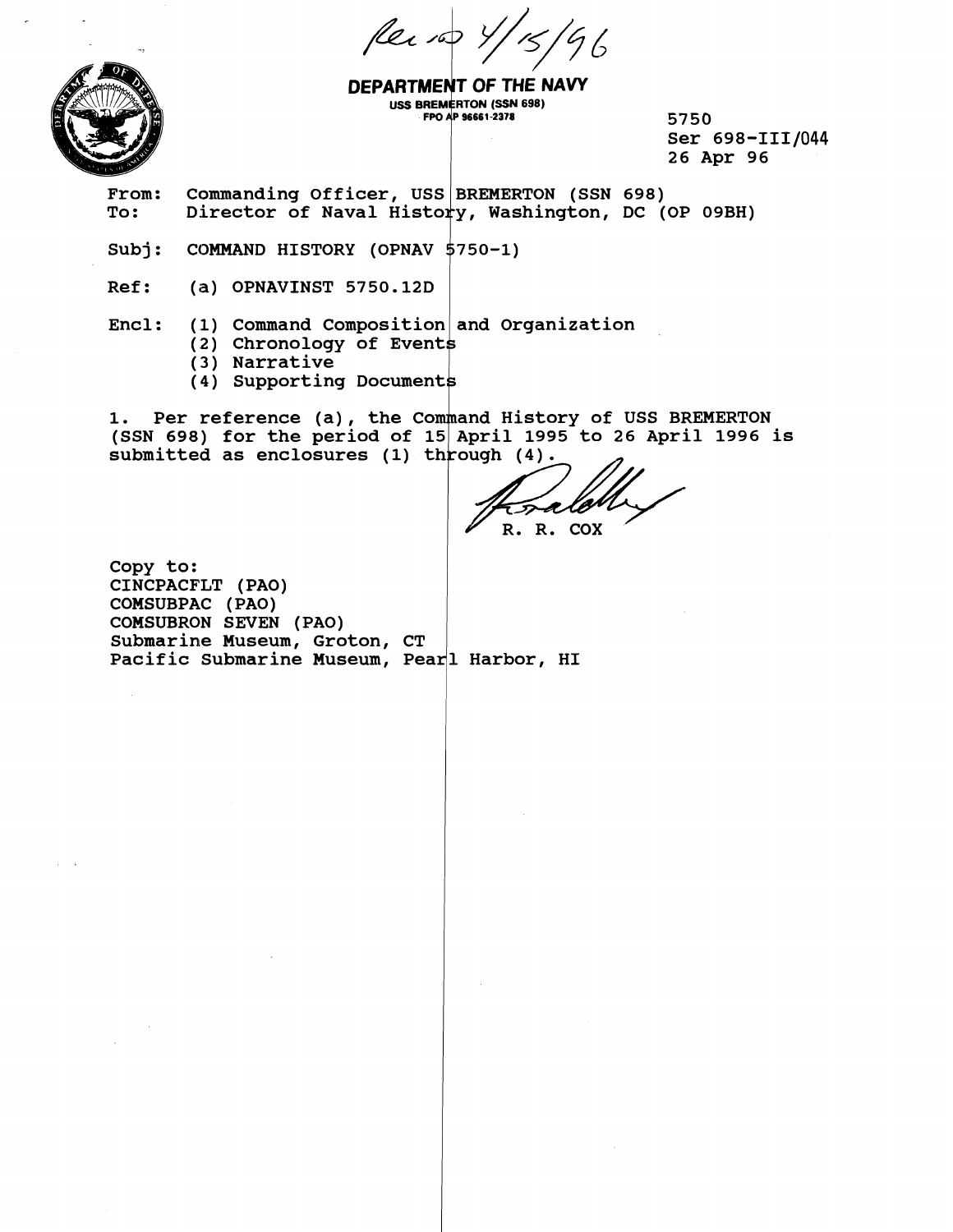Rec'd 4/15/96

**DEPARTMENT OF THE NAVY**
USS BREMERTON (SSN 698)
FPO AP 96661-2378

5750
Ser 698-III/044
26 Apr 96

From: Commanding Officer, USS BREMERTON (SSN 698)
To: Director of Naval History, Washington, DC (OP 09BH)

Subj: COMMAND HISTORY (OPNAV 5750-1)

Ref: (a) OPNAVINST 5750.12D

Encl: (1) Command Composition and Organization
(2) Chronology of Events
(3) Narrative
(4) Supporting Documents

1. Per reference (a), the Command History of USS BREMERTON (SSN 698) for the period of 15 April 1995 to 26 April 1996 is submitted as enclosures (1) through (4).

R. R. COX

Copy to:
CINCPACFLT (PAO)
COMSUBPAC (PAO)
COMSUBRON SEVEN (PAO)
Submarine Museum, Groton, CT
Pacific Submarine Museum, Pearl Harbor, HI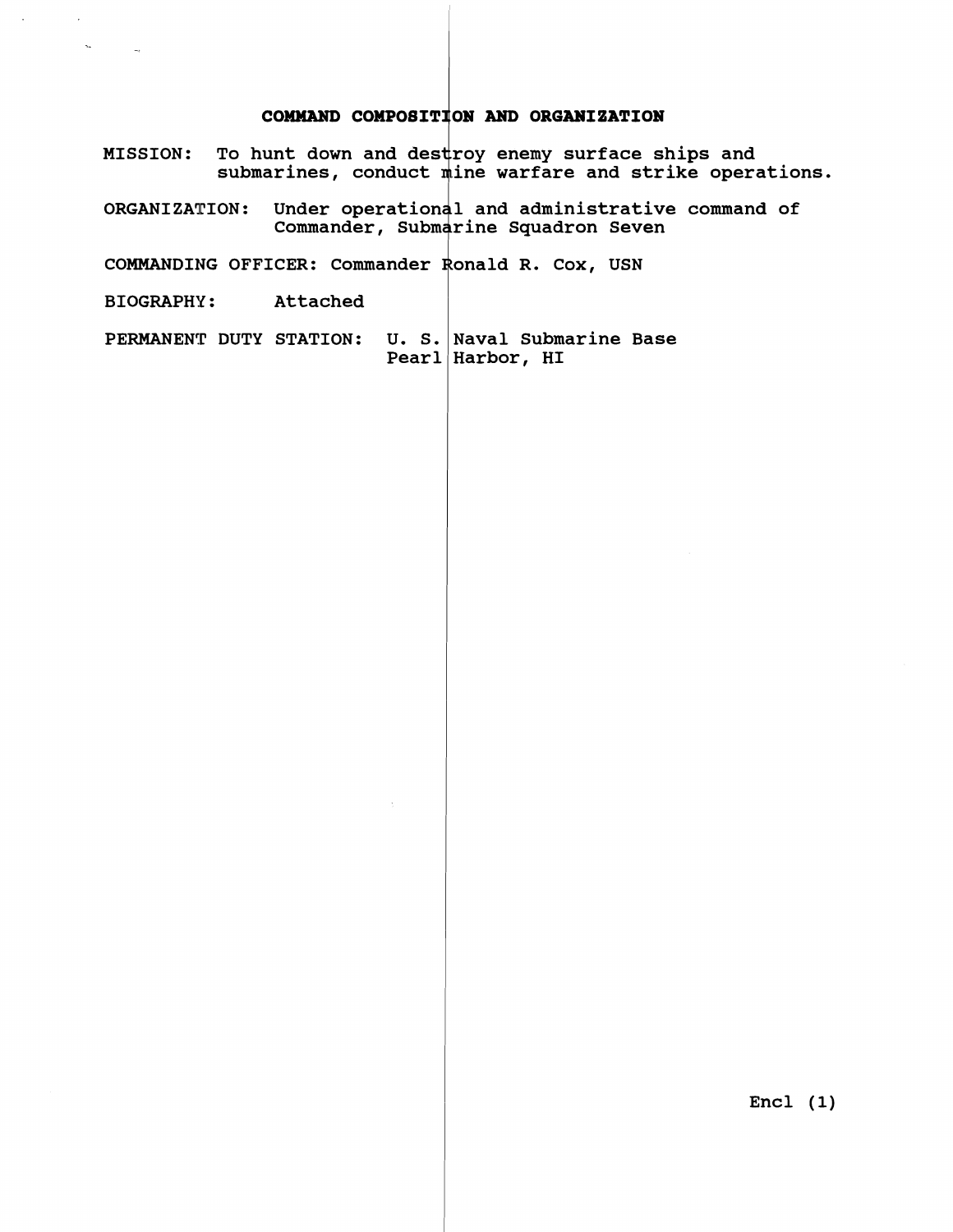## COMMAND COMPOSITION AND ORGANIZATION

MISSION: To hunt down and destroy enemy surface ships and submarines, conduct mine warfare and strike operations.

ORGANIZATION: Under operational and administrative command of Commander, Submarine Squadron Seven

COMMANDING OFFICER: Commander Ronald R. Cox, USN

BIOGRAPHY: Attached

PERMANENT DUTY STATION: U. S. Naval Submarine Base
Pearl Harbor, HI

Encl (1)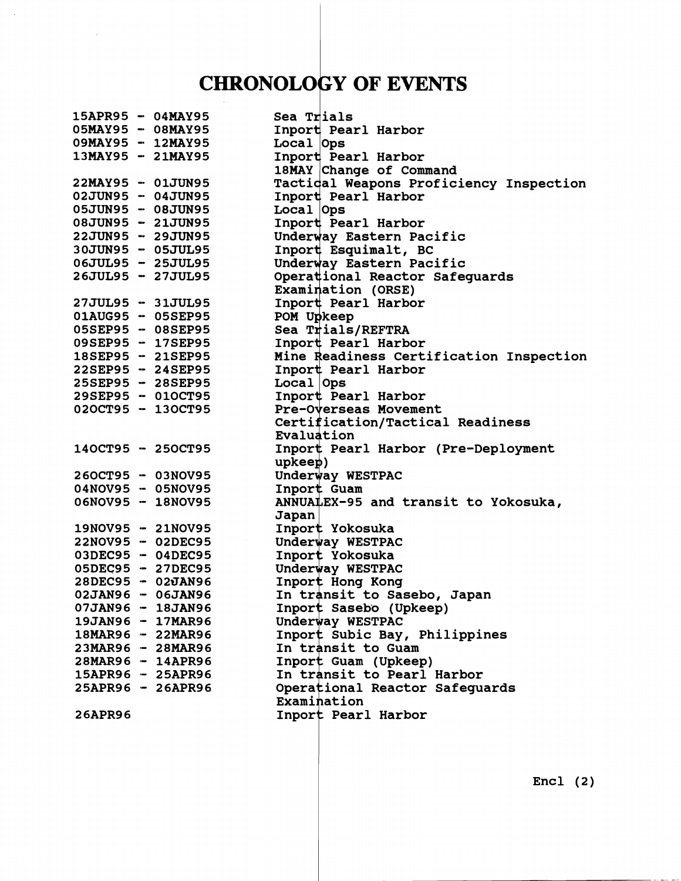# CHRONOLOGY OF EVENTS

| | |
|---|---|
| 15APR95 - 04MAY95 | Sea Trials |
| 05MAY95 - 08MAY95 | Inport Pearl Harbor |
| 09MAY95 - 12MAY95 | Local Ops |
| 13MAY95 - 21MAY95 | Inport Pearl Harbor<br>18MAY Change of Command |
| 22MAY95 - 01JUN95 | Tactical Weapons Proficiency Inspection |
| 02JUN95 - 04JUN95 | Inport Pearl Harbor |
| 05JUN95 - 08JUN95 | Local Ops |
| 08JUN95 - 21JUN95 | Inport Pearl Harbor |
| 22JUN95 - 29JUN95 | Underway Eastern Pacific |
| 30JUN95 - 05JUL95 | Inport Esquimalt, BC |
| 06JUL95 - 25JUL95 | Underway Eastern Pacific |
| 26JUL95 - 27JUL95 | Operational Reactor Safeguards Examination (ORSE) |
| 27JUL95 - 31JUL95 | Inport Pearl Harbor |
| 01AUG95 - 05SEP95 | POM Upkeep |
| 05SEP95 - 08SEP95 | Sea Trials/REFTRA |
| 09SEP95 - 17SEP95 | Inport Pearl Harbor |
| 18SEP95 - 21SEP95 | Mine Readiness Certification Inspection |
| 22SEP95 - 24SEP95 | Inport Pearl Harbor |
| 25SEP95 - 28SEP95 | Local Ops |
| 29SEP95 - 01OCT95 | Inport Pearl Harbor |
| 02OCT95 - 13OCT95 | Pre-Overseas Movement Certification/Tactical Readiness Evaluation |
| 14OCT95 - 25OCT95 | Inport Pearl Harbor (Pre-Deployment upkeep) |
| 26OCT95 - 03NOV95 | Underway WESTPAC |
| 04NOV95 - 05NOV95 | Inport Guam |
| 06NOV95 - 18NOV95 | ANNUALEX-95 and transit to Yokosuka, Japan |
| 19NOV95 - 21NOV95 | Inport Yokosuka |
| 22NOV95 - 02DEC95 | Underway WESTPAC |
| 03DEC95 - 04DEC95 | Inport Yokosuka |
| 05DEC95 - 27DEC95 | Underway WESTPAC |
| 28DEC95 - 02JAN96 | Inport Hong Kong |
| 02JAN96 - 06JAN96 | In transit to Sasebo, Japan |
| 07JAN96 - 18JAN96 | Inport Sasebo (Upkeep) |
| 19JAN96 - 17MAR96 | Underway WESTPAC |
| 18MAR96 - 22MAR96 | Inport Subic Bay, Philippines |
| 23MAR96 - 28MAR96 | In transit to Guam |
| 28MAR96 - 14APR96 | Inport Guam (Upkeep) |
| 15APR96 - 25APR96 | In transit to Pearl Harbor |
| 25APR96 - 26APR96 | Operational Reactor Safeguards Examination |
| 26APR96 | Inport Pearl Harbor |

Encl (2)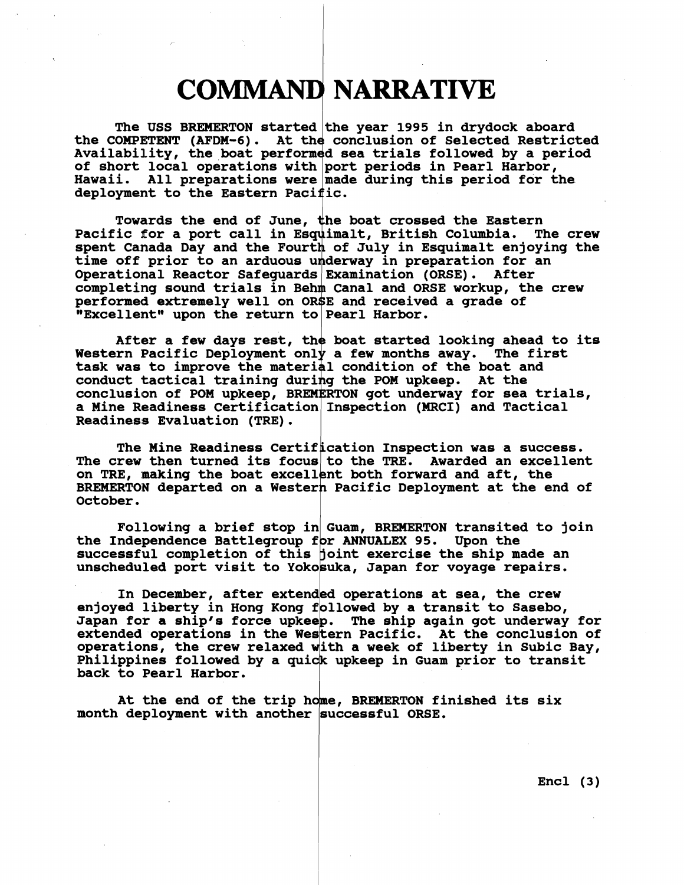# COMMAND NARRATIVE

The USS BREMERTON started the year 1995 in drydock aboard the COMPETENT (AFDM-6). At the conclusion of Selected Restricted Availability, the boat performed sea trials followed by a period of short local operations with port periods in Pearl Harbor, Hawaii. All preparations were made during this period for the deployment to the Eastern Pacific.

Towards the end of June, the boat crossed the Eastern Pacific for a port call in Esquimalt, British Columbia. The crew spent Canada Day and the Fourth of July in Esquimalt enjoying the time off prior to an arduous underway in preparation for an Operational Reactor Safeguards Examination (ORSE). After completing sound trials in Behm Canal and ORSE workup, the crew performed extremely well on ORSE and received a grade of "Excellent" upon the return to Pearl Harbor.

After a few days rest, the boat started looking ahead to its Western Pacific Deployment only a few months away. The first task was to improve the material condition of the boat and conduct tactical training during the POM upkeep. At the conclusion of POM upkeep, BREMERTON got underway for sea trials, a Mine Readiness Certification Inspection (MRCI) and Tactical Readiness Evaluation (TRE).

The Mine Readiness Certification Inspection was a success. The crew then turned its focus to the TRE. Awarded an excellent on TRE, making the boat excellent both forward and aft, the BREMERTON departed on a Western Pacific Deployment at the end of October.

Following a brief stop in Guam, BREMERTON transited to join the Independence Battlegroup for ANNUALEX 95. Upon the successful completion of this joint exercise the ship made an unscheduled port visit to Yokosuka, Japan for voyage repairs.

In December, after extended operations at sea, the crew enjoyed liberty in Hong Kong followed by a transit to Sasebo, Japan for a ship's force upkeep. The ship again got underway for extended operations in the Western Pacific. At the conclusion of operations, the crew relaxed with a week of liberty in Subic Bay, Philippines followed by a quick upkeep in Guam prior to transit back to Pearl Harbor.

At the end of the trip home, BREMERTON finished its six month deployment with another successful ORSE.

Encl (3)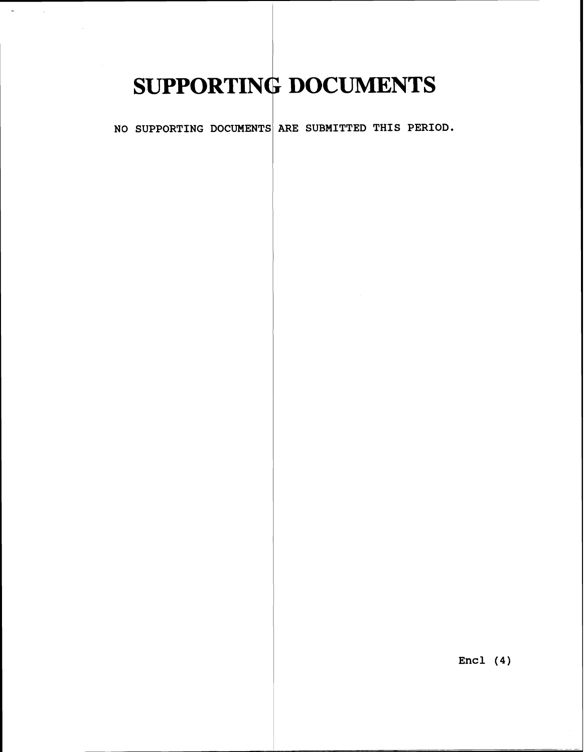# SUPPORTING DOCUMENTS

NO SUPPORTING DOCUMENTS ARE SUBMITTED THIS PERIOD.

Encl (4)